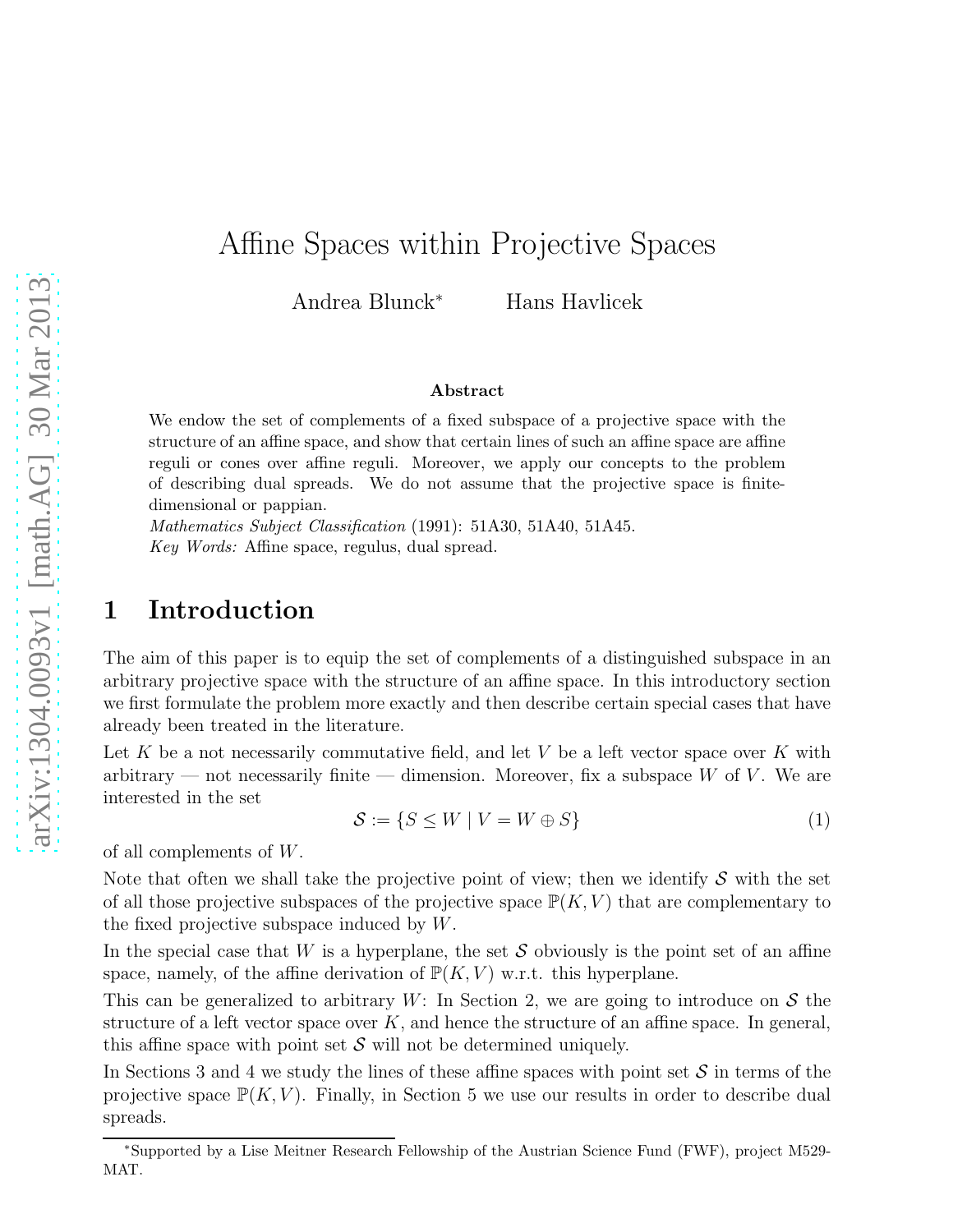# Affine Spaces within Projective Spaces

Andrea Blunck[*] Hans Havlicek

### Abstract

We endow the set of complements of a fixed subspace of a projective space with the structure of an affine space, and show that certain lines of such an affine space are affine reguli or cones over affine reguli. Moreover, we apply our concepts to the problem of describing dual spreads. We do not assume that the projective space is finite-dimensional or pappian.

*Mathematics Subject Classification* (1991): 51A30, 51A40, 51A45.
*Key Words:* Affine space, regulus, dual spread.

## 1 Introduction

The aim of this paper is to equip the set of complements of a distinguished subspace in an arbitrary projective space with the structure of an affine space. In this introductory section we first formulate the problem more exactly and then describe certain special cases that have already been treated in the literature.

Let $K$ be a not necessarily commutative field, and let $V$ be a left vector space over $K$ with arbitrary — not necessarily finite — dimension. Moreover, fix a subspace $W$ of $V$. We are interested in the set

$$\mathcal{S} := \{S \leq W \mid V = W \oplus S\} \tag{1}$$

of all complements of $W$.

Note that often we shall take the projective point of view; then we identify $\mathcal{S}$ with the set of all those projective subspaces of the projective space $\mathbb{P}(K, V)$ that are complementary to the fixed projective subspace induced by $W$.

In the special case that $W$ is a hyperplane, the set $\mathcal{S}$ obviously is the point set of an affine space, namely, of the affine derivation of $\mathbb{P}(K, V)$ w.r.t. this hyperplane.

This can be generalized to arbitrary $W$: In Section 2, we are going to introduce on $\mathcal{S}$ the structure of a left vector space over $K$, and hence the structure of an affine space. In general, this affine space with point set $\mathcal{S}$ will not be determined uniquely.

In Sections 3 and 4 we study the lines of these affine spaces with point set $\mathcal{S}$ in terms of the projective space $\mathbb{P}(K, V)$. Finally, in Section 5 we use our results in order to describe dual spreads.

[*] Supported by a Lise Meitner Research Fellowship of the Austrian Science Fund (FWF), project M529-MAT.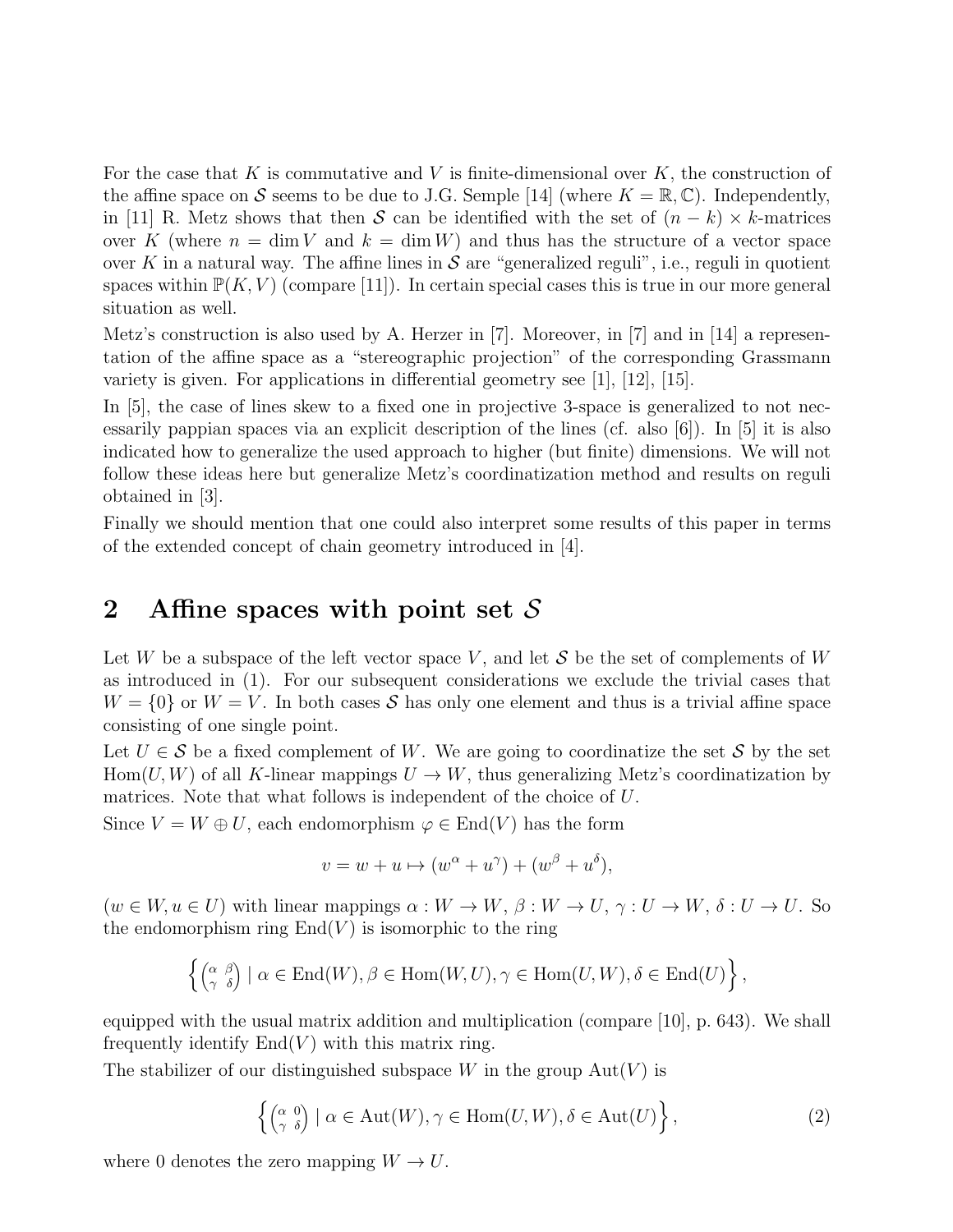For the case that $K$ is commutative and $V$ is finite-dimensional over $K$, the construction of the affine space on $\mathcal{S}$ seems to be due to J.G. Semple [14] (where $K = \mathbb{R}, \mathbb{C}$). Independently, in [11] R. Metz shows that then $\mathcal{S}$ can be identified with the set of $(n-k) \times k$-matrices over $K$ (where $n = \dim V$ and $k = \dim W$) and thus has the structure of a vector space over $K$ in a natural way. The affine lines in $\mathcal{S}$ are "generalized reguli", i.e., reguli in quotient spaces within $\mathbb{P}(K, V)$ (compare [11]). In certain special cases this is true in our more general situation as well.

Metz's construction is also used by A. Herzer in [7]. Moreover, in [7] and in [14] a representation of the affine space as a "stereographic projection" of the corresponding Grassmann variety is given. For applications in differential geometry see [1], [12], [15].

In [5], the case of lines skew to a fixed one in projective 3-space is generalized to not necessarily pappian spaces via an explicit description of the lines (cf. also [6]). In [5] it is also indicated how to generalize the used approach to higher (but finite) dimensions. We will not follow these ideas here but generalize Metz's coordinatization method and results on reguli obtained in [3].

Finally we should mention that one could also interpret some results of this paper in terms of the extended concept of chain geometry introduced in [4].

## 2 Affine spaces with point set $\mathcal{S}$

Let $W$ be a subspace of the left vector space $V$, and let $\mathcal{S}$ be the set of complements of $W$ as introduced in (1). For our subsequent considerations we exclude the trivial cases that $W = \{0\}$ or $W = V$. In both cases $\mathcal{S}$ has only one element and thus is a trivial affine space consisting of one single point.

Let $U \in \mathcal{S}$ be a fixed complement of $W$. We are going to coordinatize the set $\mathcal{S}$ by the set $\operatorname{Hom}(U, W)$ of all $K$-linear mappings $U \to W$, thus generalizing Metz's coordinatization by matrices. Note that what follows is independent of the choice of $U$.

Since $V = W \oplus U$, each endomorphism $\varphi \in \operatorname{End}(V)$ has the form

$$v = w + u \mapsto (w^\alpha + u^\gamma) + (w^\beta + u^\delta),$$

($w \in W, u \in U$) with linear mappings $\alpha : W \to W$, $\beta : W \to U$, $\gamma : U \to W$, $\delta : U \to U$. So the endomorphism ring $\operatorname{End}(V)$ is isomorphic to the ring

$$\left\{ \begin{pmatrix} \alpha & \beta \\ \gamma & \delta \end{pmatrix} \mid \alpha \in \operatorname{End}(W), \beta \in \operatorname{Hom}(W, U), \gamma \in \operatorname{Hom}(U, W), \delta \in \operatorname{End}(U) \right\},$$

equipped with the usual matrix addition and multiplication (compare [10], p. 643). We shall frequently identify $\operatorname{End}(V)$ with this matrix ring.

The stabilizer of our distinguished subspace $W$ in the group $\operatorname{Aut}(V)$ is

$$\left\{ \begin{pmatrix} \alpha & 0 \\ \gamma & \delta \end{pmatrix} \mid \alpha \in \operatorname{Aut}(W), \gamma \in \operatorname{Hom}(U, W), \delta \in \operatorname{Aut}(U) \right\}, \tag{2}$$

where $0$ denotes the zero mapping $W \to U$.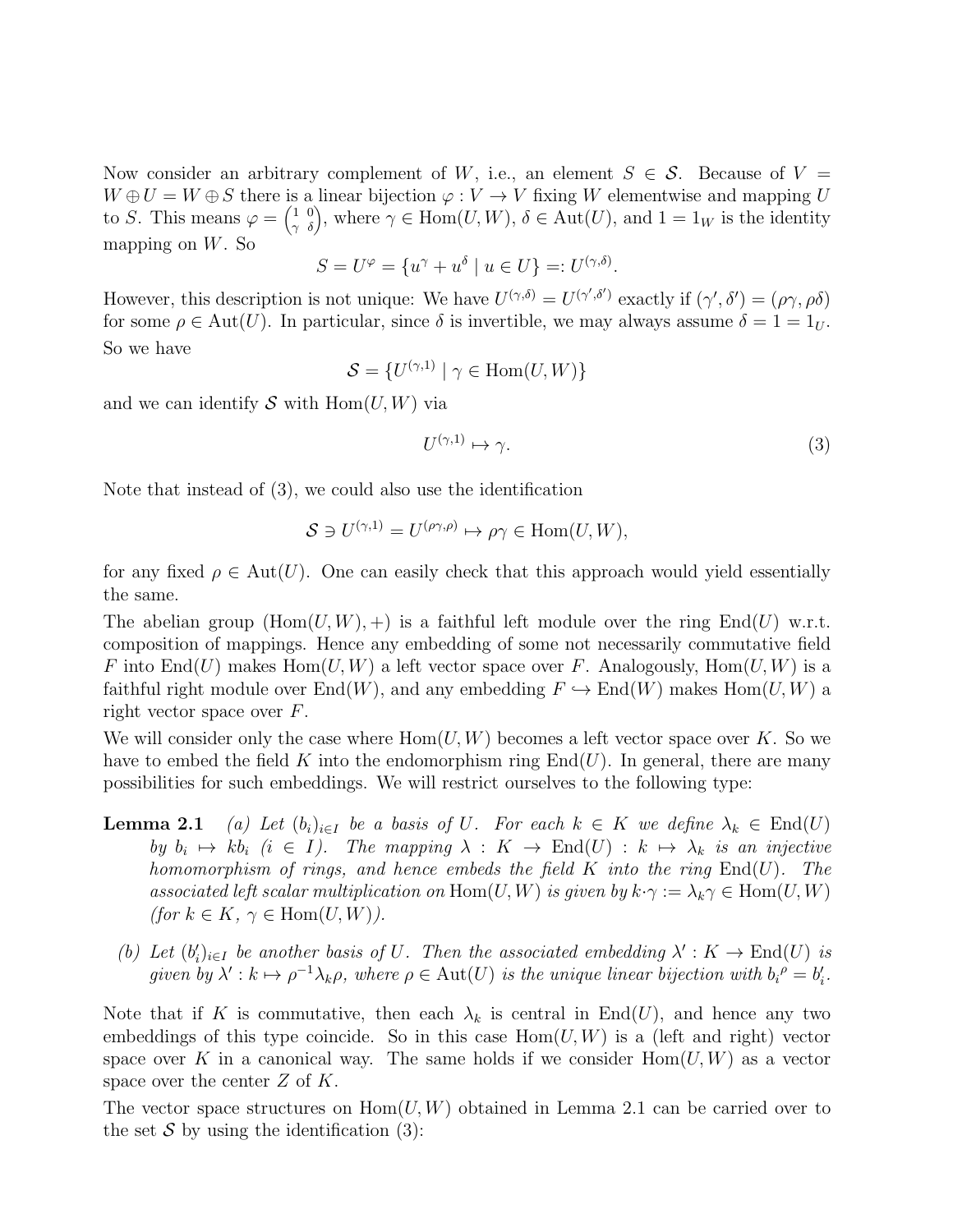Now consider an arbitrary complement of $W$, i.e., an element $S \in \mathcal{S}$. Because of $V = W \oplus U = W \oplus S$ there is a linear bijection $\varphi : V \to V$ fixing $W$ elementwise and mapping $U$ to $S$. This means $\varphi = \begin{pmatrix} 1 & 0 \\ \gamma & \delta \end{pmatrix}$, where $\gamma \in \mathrm{Hom}(U, W)$, $\delta \in \mathrm{Aut}(U)$, and $1 = 1_W$ is the identity mapping on $W$. So

$$S = U^\varphi = \{u^\gamma + u^\delta \mid u \in U\} =: U^{(\gamma,\delta)}.$$

However, this description is not unique: We have $U^{(\gamma,\delta)} = U^{(\gamma',\delta')}$ exactly if $(\gamma', \delta') = (\rho\gamma, \rho\delta)$ for some $\rho \in \mathrm{Aut}(U)$. In particular, since $\delta$ is invertible, we may always assume $\delta = 1 = 1_U$. So we have

$$\mathcal{S} = \{U^{(\gamma,1)} \mid \gamma \in \mathrm{Hom}(U, W)\}$$

and we can identify $\mathcal{S}$ with $\mathrm{Hom}(U, W)$ via

$$U^{(\gamma,1)} \mapsto \gamma. \tag{3}$$

Note that instead of (3), we could also use the identification

$$\mathcal{S} \ni U^{(\gamma,1)} = U^{(\rho\gamma,\rho)} \mapsto \rho\gamma \in \mathrm{Hom}(U, W),$$

for any fixed $\rho \in \mathrm{Aut}(U)$. One can easily check that this approach would yield essentially the same.

The abelian group $(\mathrm{Hom}(U, W), +)$ is a faithful left module over the ring $\mathrm{End}(U)$ w.r.t. composition of mappings. Hence any embedding of some not necessarily commutative field $F$ into $\mathrm{End}(U)$ makes $\mathrm{Hom}(U, W)$ a left vector space over $F$. Analogously, $\mathrm{Hom}(U, W)$ is a faithful right module over $\mathrm{End}(W)$, and any embedding $F \hookrightarrow \mathrm{End}(W)$ makes $\mathrm{Hom}(U, W)$ a right vector space over $F$.

We will consider only the case where $\mathrm{Hom}(U, W)$ becomes a left vector space over $K$. So we have to embed the field $K$ into the endomorphism ring $\mathrm{End}(U)$. In general, there are many possibilities for such embeddings. We will restrict ourselves to the following type:

**Lemma 2.1** *(a) Let $(b_i)_{i\in I}$ be a basis of $U$. For each $k \in K$ we define $\lambda_k \in \mathrm{End}(U)$ by $b_i \mapsto kb_i$ $(i \in I)$. The mapping $\lambda : K \to \mathrm{End}(U) : k \mapsto \lambda_k$ is an injective homomorphism of rings, and hence embeds the field $K$ into the ring $\mathrm{End}(U)$. The associated left scalar multiplication on $\mathrm{Hom}(U, W)$ is given by $k\cdot\gamma := \lambda_k\gamma \in \mathrm{Hom}(U, W)$ (for $k \in K$, $\gamma \in \mathrm{Hom}(U, W)$).*

*(b) Let $(b'_i)_{i\in I}$ be another basis of $U$. Then the associated embedding $\lambda' : K \to \mathrm{End}(U)$ is given by $\lambda' : k \mapsto \rho^{-1}\lambda_k\rho$, where $\rho \in \mathrm{Aut}(U)$ is the unique linear bijection with $b_i{}^\rho = b'_i$.*

Note that if $K$ is commutative, then each $\lambda_k$ is central in $\mathrm{End}(U)$, and hence any two embeddings of this type coincide. So in this case $\mathrm{Hom}(U, W)$ is a (left and right) vector space over $K$ in a canonical way. The same holds if we consider $\mathrm{Hom}(U, W)$ as a vector space over the center $Z$ of $K$.

The vector space structures on $\mathrm{Hom}(U, W)$ obtained in Lemma 2.1 can be carried over to the set $\mathcal{S}$ by using the identification (3):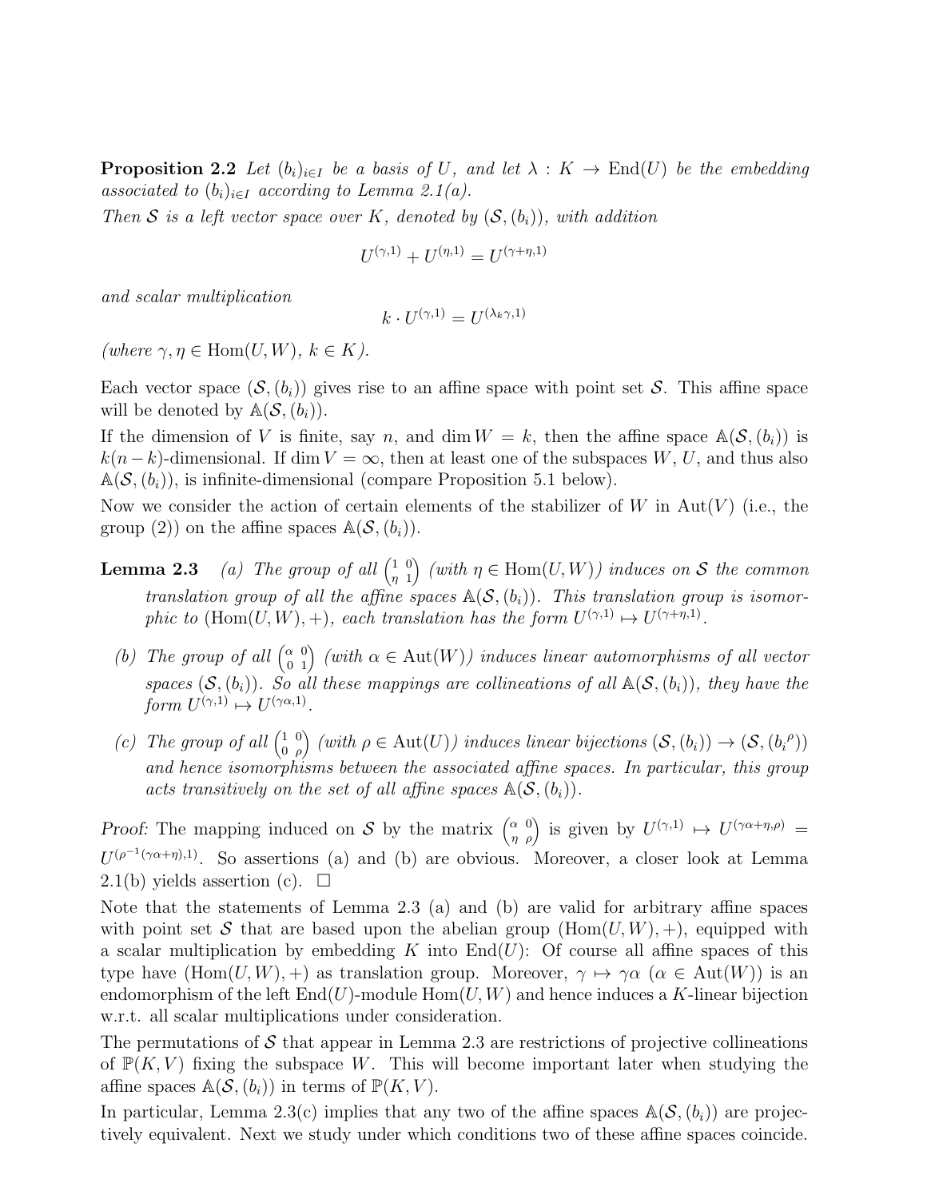**Proposition 2.2** *Let $(b_i)_{i \in I}$ be a basis of $U$, and let $\lambda : K \to \mathrm{End}(U)$ be the embedding associated to $(b_i)_{i \in I}$ according to Lemma 2.1(a).*

*Then $\mathcal{S}$ is a left vector space over $K$, denoted by $(\mathcal{S}, (b_i))$, with addition*

$$U^{(\gamma,1)} + U^{(\eta,1)} = U^{(\gamma+\eta,1)}$$

*and scalar multiplication*

$$k \cdot U^{(\gamma,1)} = U^{(\lambda_k \gamma,1)}$$

*(where $\gamma, \eta \in \mathrm{Hom}(U, W)$, $k \in K$).*

Each vector space $(\mathcal{S}, (b_i))$ gives rise to an affine space with point set $\mathcal{S}$. This affine space will be denoted by $\mathbb{A}(\mathcal{S}, (b_i))$.

If the dimension of $V$ is finite, say $n$, and $\dim W = k$, then the affine space $\mathbb{A}(\mathcal{S}, (b_i))$ is $k(n-k)$-dimensional. If $\dim V = \infty$, then at least one of the subspaces $W$, $U$, and thus also $\mathbb{A}(\mathcal{S}, (b_i))$, is infinite-dimensional (compare Proposition 5.1 below).

Now we consider the action of certain elements of the stabilizer of $W$ in $\mathrm{Aut}(V)$ (i.e., the group (2)) on the affine spaces $\mathbb{A}(\mathcal{S}, (b_i))$.

**Lemma 2.3** *(a) The group of all $\left(\begin{smallmatrix} 1 & 0 \\ \eta & 1 \end{smallmatrix}\right)$ (with $\eta \in \mathrm{Hom}(U, W)$) induces on $\mathcal{S}$ the common translation group of all the affine spaces $\mathbb{A}(\mathcal{S}, (b_i))$. This translation group is isomorphic to $(\mathrm{Hom}(U, W), +)$, each translation has the form $U^{(\gamma,1)} \mapsto U^{(\gamma+\eta,1)}$.*

*(b) The group of all $\left(\begin{smallmatrix} \alpha & 0 \\ 0 & 1 \end{smallmatrix}\right)$ (with $\alpha \in \mathrm{Aut}(W)$) induces linear automorphisms of all vector spaces $(\mathcal{S}, (b_i))$. So all these mappings are collineations of all $\mathbb{A}(\mathcal{S}, (b_i))$, they have the form $U^{(\gamma,1)} \mapsto U^{(\gamma\alpha,1)}$.*

*(c) The group of all $\left(\begin{smallmatrix} 1 & 0 \\ 0 & \rho \end{smallmatrix}\right)$ (with $\rho \in \mathrm{Aut}(U)$) induces linear bijections $(\mathcal{S}, (b_i)) \to (\mathcal{S}, ({b_i}^{\rho}))$ and hence isomorphisms between the associated affine spaces. In particular, this group acts transitively on the set of all affine spaces $\mathbb{A}(\mathcal{S}, (b_i))$.*

*Proof:* The mapping induced on $\mathcal{S}$ by the matrix $\left(\begin{smallmatrix} \alpha & 0 \\ \eta & \rho \end{smallmatrix}\right)$ is given by $U^{(\gamma,1)} \mapsto U^{(\gamma\alpha+\eta,\rho)} = U^{(\rho^{-1}(\gamma\alpha+\eta),1)}$. So assertions (a) and (b) are obvious. Moreover, a closer look at Lemma 2.1(b) yields assertion (c). □

Note that the statements of Lemma 2.3 (a) and (b) are valid for arbitrary affine spaces with point set $\mathcal{S}$ that are based upon the abelian group $(\mathrm{Hom}(U, W), +)$, equipped with a scalar multiplication by embedding $K$ into $\mathrm{End}(U)$: Of course all affine spaces of this type have $(\mathrm{Hom}(U, W), +)$ as translation group. Moreover, $\gamma \mapsto \gamma\alpha$ ($\alpha \in \mathrm{Aut}(W)$) is an endomorphism of the left $\mathrm{End}(U)$-module $\mathrm{Hom}(U, W)$ and hence induces a $K$-linear bijection w.r.t. all scalar multiplications under consideration.

The permutations of $\mathcal{S}$ that appear in Lemma 2.3 are restrictions of projective collineations of $\mathbb{P}(K, V)$ fixing the subspace $W$. This will become important later when studying the affine spaces $\mathbb{A}(\mathcal{S}, (b_i))$ in terms of $\mathbb{P}(K, V)$.

In particular, Lemma 2.3(c) implies that any two of the affine spaces $\mathbb{A}(\mathcal{S}, (b_i))$ are projectively equivalent. Next we study under which conditions two of these affine spaces coincide.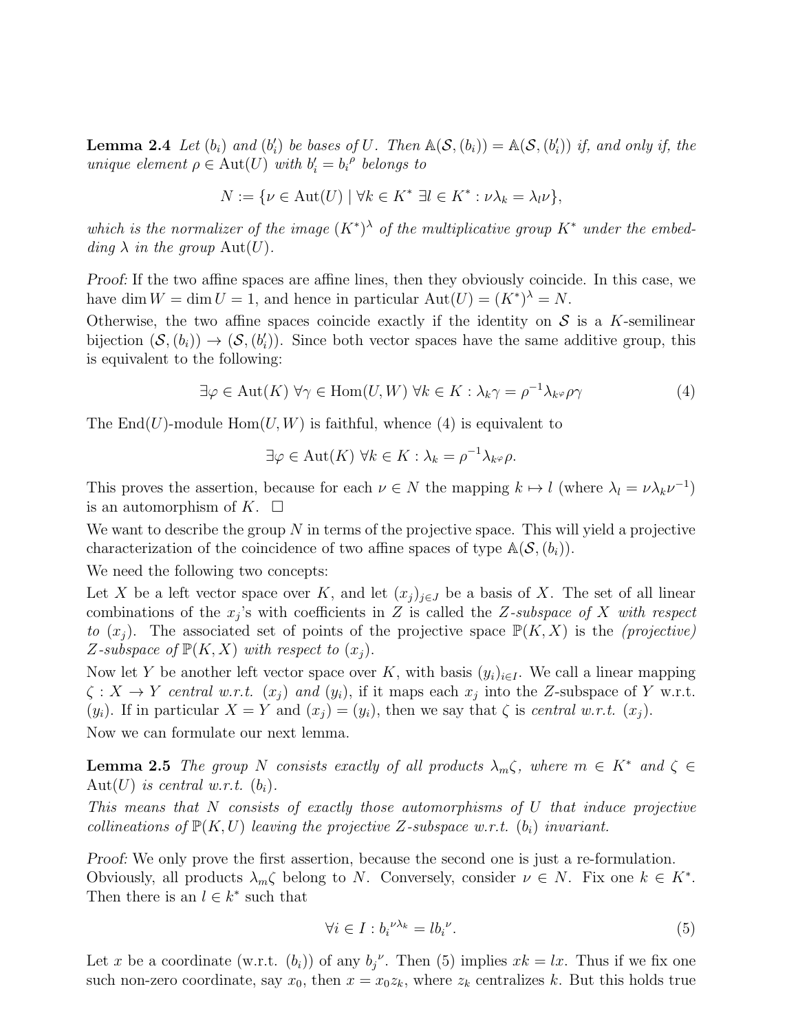**Lemma 2.4** *Let $(b_i)$ and $(b'_i)$ be bases of $U$. Then $\mathbb{A}(\mathcal{S},(b_i)) = \mathbb{A}(\mathcal{S},(b'_i))$ if, and only if, the unique element $\rho \in \mathrm{Aut}(U)$ with $b'_i = b_i{}^\rho$ belongs to*

$$N := \{\nu \in \mathrm{Aut}(U) \mid \forall k \in K^* \; \exists l \in K^* : \nu\lambda_k = \lambda_l \nu\},$$

*which is the normalizer of the image $(K^*)^\lambda$ of the multiplicative group $K^*$ under the embedding $\lambda$ in the group $\mathrm{Aut}(U)$.*

*Proof:* If the two affine spaces are affine lines, then they obviously coincide. In this case, we have $\dim W = \dim U = 1$, and hence in particular $\mathrm{Aut}(U) = (K^*)^\lambda = N$.

Otherwise, the two affine spaces coincide exactly if the identity on $\mathcal{S}$ is a $K$-semilinear bijection $(\mathcal{S},(b_i)) \to (\mathcal{S},(b'_i))$. Since both vector spaces have the same additive group, this is equivalent to the following:

$$\exists \varphi \in \mathrm{Aut}(K) \; \forall \gamma \in \mathrm{Hom}(U,W) \; \forall k \in K : \lambda_k \gamma = \rho^{-1}\lambda_{k^\varphi}\rho\gamma \tag{4}$$

The $\mathrm{End}(U)$-module $\mathrm{Hom}(U,W)$ is faithful, whence (4) is equivalent to

$$\exists \varphi \in \mathrm{Aut}(K) \; \forall k \in K : \lambda_k = \rho^{-1}\lambda_{k^\varphi}\rho.$$

This proves the assertion, because for each $\nu \in N$ the mapping $k \mapsto l$ (where $\lambda_l = \nu\lambda_k\nu^{-1}$) is an automorphism of $K$. $\square$

We want to describe the group $N$ in terms of the projective space. This will yield a projective characterization of the coincidence of two affine spaces of type $\mathbb{A}(\mathcal{S},(b_i))$.

We need the following two concepts:

Let $X$ be a left vector space over $K$, and let $(x_j)_{j\in J}$ be a basis of $X$. The set of all linear combinations of the $x_j$'s with coefficients in $Z$ is called the *$Z$-subspace of $X$ with respect to $(x_j)$*. The associated set of points of the projective space $\mathbb{P}(K,X)$ is the *(projective) $Z$-subspace of $\mathbb{P}(K,X)$ with respect to $(x_j)$*.

Now let $Y$ be another left vector space over $K$, with basis $(y_i)_{i\in I}$. We call a linear mapping $\zeta : X \to Y$ *central w.r.t. $(x_j)$ and $(y_i)$*, if it maps each $x_j$ into the $Z$-subspace of $Y$ w.r.t. $(y_i)$. If in particular $X = Y$ and $(x_j) = (y_i)$, then we say that $\zeta$ is *central w.r.t. $(x_j)$*.

Now we can formulate our next lemma.

**Lemma 2.5** *The group $N$ consists exactly of all products $\lambda_m\zeta$, where $m \in K^*$ and $\zeta \in \mathrm{Aut}(U)$ is central w.r.t. $(b_i)$.*

*This means that $N$ consists of exactly those automorphisms of $U$ that induce projective collineations of $\mathbb{P}(K,U)$ leaving the projective $Z$-subspace w.r.t. $(b_i)$ invariant.*

*Proof:* We only prove the first assertion, because the second one is just a re-formulation.

Obviously, all products $\lambda_m\zeta$ belong to $N$. Conversely, consider $\nu \in N$. Fix one $k \in K^*$. Then there is an $l \in k^*$ such that

$$\forall i \in I : b_i{}^{\nu\lambda_k} = l b_i{}^\nu. \tag{5}$$

Let $x$ be a coordinate (w.r.t. $(b_i)$) of any $b_j{}^\nu$. Then (5) implies $xk = lx$. Thus if we fix one such non-zero coordinate, say $x_0$, then $x = x_0 z_k$, where $z_k$ centralizes $k$. But this holds true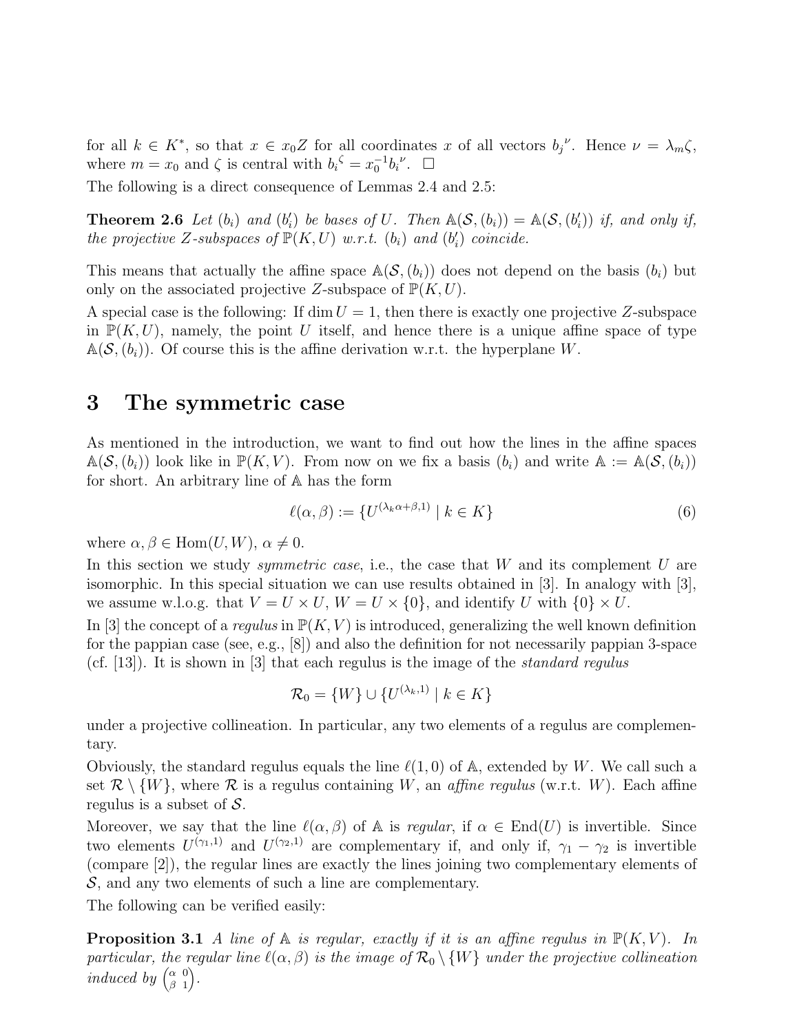for all $k \in K^*$, so that $x \in x_0 Z$ for all coordinates $x$ of all vectors ${b_j}^\nu$. Hence $\nu = \lambda_m \zeta$, where $m = x_0$ and $\zeta$ is central with ${b_i}^\zeta = x_0^{-1} {b_i}^\nu$. □

The following is a direct consequence of Lemmas 2.4 and 2.5:

**Theorem 2.6** *Let $(b_i)$ and $(b'_i)$ be bases of $U$. Then $\mathbb{A}(\mathcal{S}, (b_i)) = \mathbb{A}(\mathcal{S}, (b'_i))$ if, and only if, the projective $Z$-subspaces of $\mathbb{P}(K, U)$ w.r.t. $(b_i)$ and $(b'_i)$ coincide.*

This means that actually the affine space $\mathbb{A}(\mathcal{S}, (b_i))$ does not depend on the basis $(b_i)$ but only on the associated projective $Z$-subspace of $\mathbb{P}(K, U)$.

A special case is the following: If $\dim U = 1$, then there is exactly one projective $Z$-subspace in $\mathbb{P}(K, U)$, namely, the point $U$ itself, and hence there is a unique affine space of type $\mathbb{A}(\mathcal{S}, (b_i))$. Of course this is the affine derivation w.r.t. the hyperplane $W$.

# 3 The symmetric case

As mentioned in the introduction, we want to find out how the lines in the affine spaces $\mathbb{A}(\mathcal{S}, (b_i))$ look like in $\mathbb{P}(K, V)$. From now on we fix a basis $(b_i)$ and write $\mathbb{A} := \mathbb{A}(\mathcal{S}, (b_i))$ for short. An arbitrary line of $\mathbb{A}$ has the form

$$\ell(\alpha, \beta) := \{U^{(\lambda_k \alpha + \beta, 1)} \mid k \in K\} \tag{6}$$

where $\alpha, \beta \in \operatorname{Hom}(U, W)$, $\alpha \neq 0$.

In this section we study *symmetric case*, i.e., the case that $W$ and its complement $U$ are isomorphic. In this special situation we can use results obtained in [3]. In analogy with [3], we assume w.l.o.g. that $V = U \times U$, $W = U \times \{0\}$, and identify $U$ with $\{0\} \times U$.

In [3] the concept of a *regulus* in $\mathbb{P}(K, V)$ is introduced, generalizing the well known definition for the pappian case (see, e.g., [8]) and also the definition for not necessarily pappian 3-space (cf. [13]). It is shown in [3] that each regulus is the image of the *standard regulus*

$$\mathcal{R}_0 = \{W\} \cup \{U^{(\lambda_k, 1)} \mid k \in K\}$$

under a projective collineation. In particular, any two elements of a regulus are complementary.

Obviously, the standard regulus equals the line $\ell(1, 0)$ of $\mathbb{A}$, extended by $W$. We call such a set $\mathcal{R} \setminus \{W\}$, where $\mathcal{R}$ is a regulus containing $W$, an *affine regulus* (w.r.t. $W$). Each affine regulus is a subset of $\mathcal{S}$.

Moreover, we say that the line $\ell(\alpha, \beta)$ of $\mathbb{A}$ is *regular*, if $\alpha \in \operatorname{End}(U)$ is invertible. Since two elements $U^{(\gamma_1, 1)}$ and $U^{(\gamma_2, 1)}$ are complementary if, and only if, $\gamma_1 - \gamma_2$ is invertible (compare [2]), the regular lines are exactly the lines joining two complementary elements of $\mathcal{S}$, and any two elements of such a line are complementary.

The following can be verified easily:

**Proposition 3.1** *A line of $\mathbb{A}$ is regular, exactly if it is an affine regulus in $\mathbb{P}(K, V)$. In particular, the regular line $\ell(\alpha, \beta)$ is the image of $\mathcal{R}_0 \setminus \{W\}$ under the projective collineation induced by $\left(\begin{smallmatrix} \alpha & 0 \\ \beta & 1 \end{smallmatrix}\right)$.*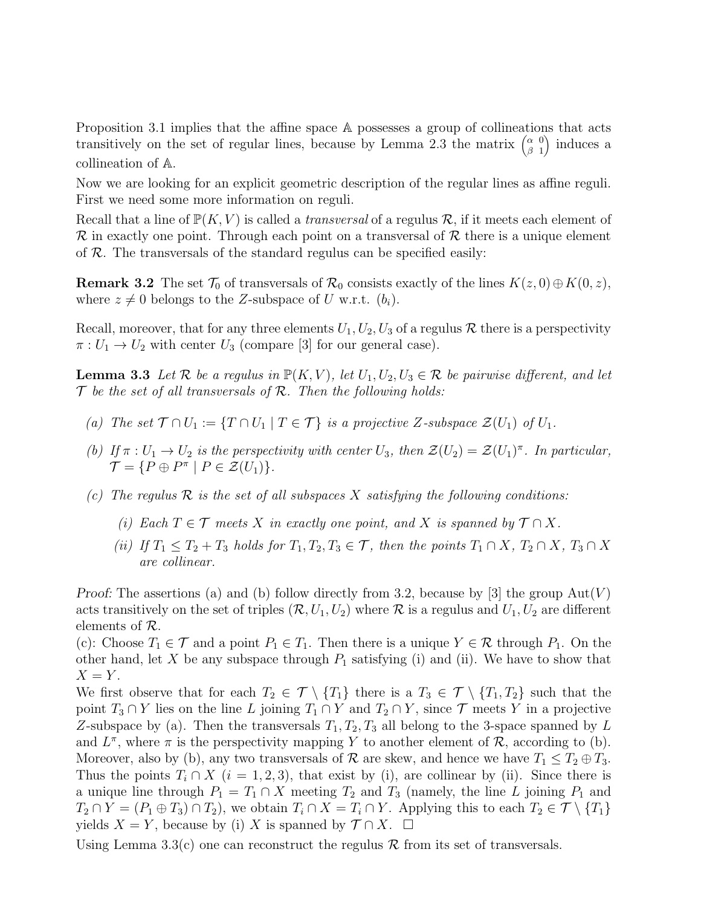Proposition 3.1 implies that the affine space $\mathbb{A}$ possesses a group of collineations that acts transitively on the set of regular lines, because by Lemma 2.3 the matrix $\begin{pmatrix} \alpha & 0 \\ \beta & 1 \end{pmatrix}$ induces a collineation of $\mathbb{A}$.

Now we are looking for an explicit geometric description of the regular lines as affine reguli. First we need some more information on reguli.

Recall that a line of $\mathbb{P}(K,V)$ is called a *transversal* of a regulus $\mathcal{R}$, if it meets each element of $\mathcal{R}$ in exactly one point. Through each point on a transversal of $\mathcal{R}$ there is a unique element of $\mathcal{R}$. The transversals of the standard regulus can be specified easily:

**Remark 3.2** The set $\mathcal{T}_0$ of transversals of $\mathcal{R}_0$ consists exactly of the lines $K(z,0) \oplus K(0,z)$, where $z \neq 0$ belongs to the $Z$-subspace of $U$ w.r.t. $(b_i)$.

Recall, moreover, that for any three elements $U_1, U_2, U_3$ of a regulus $\mathcal{R}$ there is a perspectivity $\pi : U_1 \to U_2$ with center $U_3$ (compare [3] for our general case).

**Lemma 3.3** *Let $\mathcal{R}$ be a regulus in $\mathbb{P}(K,V)$, let $U_1, U_2, U_3 \in \mathcal{R}$ be pairwise different, and let $\mathcal{T}$ be the set of all transversals of $\mathcal{R}$. Then the following holds:*

*(a) The set $\mathcal{T} \cap U_1 := \{T \cap U_1 \mid T \in \mathcal{T}\}$ is a projective $Z$-subspace $\mathcal{Z}(U_1)$ of $U_1$.*

*(b) If $\pi : U_1 \to U_2$ is the perspectivity with center $U_3$, then $\mathcal{Z}(U_2) = \mathcal{Z}(U_1)^\pi$. In particular, $\mathcal{T} = \{P \oplus P^\pi \mid P \in \mathcal{Z}(U_1)\}$.*

*(c) The regulus $\mathcal{R}$ is the set of all subspaces $X$ satisfying the following conditions:*

*(i) Each $T \in \mathcal{T}$ meets $X$ in exactly one point, and $X$ is spanned by $\mathcal{T} \cap X$.*

*(ii) If $T_1 \leq T_2 + T_3$ holds for $T_1, T_2, T_3 \in \mathcal{T}$, then the points $T_1 \cap X$, $T_2 \cap X$, $T_3 \cap X$ are collinear.*

*Proof:* The assertions (a) and (b) follow directly from 3.2, because by [3] the group $\mathrm{Aut}(V)$ acts transitively on the set of triples $(\mathcal{R}, U_1, U_2)$ where $\mathcal{R}$ is a regulus and $U_1, U_2$ are different elements of $\mathcal{R}$.

(c): Choose $T_1 \in \mathcal{T}$ and a point $P_1 \in T_1$. Then there is a unique $Y \in \mathcal{R}$ through $P_1$. On the other hand, let $X$ be any subspace through $P_1$ satisfying (i) and (ii). We have to show that $X = Y$.

We first observe that for each $T_2 \in \mathcal{T} \setminus \{T_1\}$ there is a $T_3 \in \mathcal{T} \setminus \{T_1, T_2\}$ such that the point $T_3 \cap Y$ lies on the line $L$ joining $T_1 \cap Y$ and $T_2 \cap Y$, since $\mathcal{T}$ meets $Y$ in a projective $Z$-subspace by (a). Then the transversals $T_1, T_2, T_3$ all belong to the 3-space spanned by $L$ and $L^\pi$, where $\pi$ is the perspectivity mapping $Y$ to another element of $\mathcal{R}$, according to (b). Moreover, also by (b), any two transversals of $\mathcal{R}$ are skew, and hence we have $T_1 \leq T_2 \oplus T_3$. Thus the points $T_i \cap X$ $(i = 1,2,3)$, that exist by (i), are collinear by (ii). Since there is a unique line through $P_1 = T_1 \cap X$ meeting $T_2$ and $T_3$ (namely, the line $L$ joining $P_1$ and $T_2 \cap Y = (P_1 \oplus T_3) \cap T_2$), we obtain $T_i \cap X = T_i \cap Y$. Applying this to each $T_2 \in \mathcal{T} \setminus \{T_1\}$ yields $X = Y$, because by (i) $X$ is spanned by $\mathcal{T} \cap X$. $\square$

Using Lemma 3.3(c) one can reconstruct the regulus $\mathcal{R}$ from its set of transversals.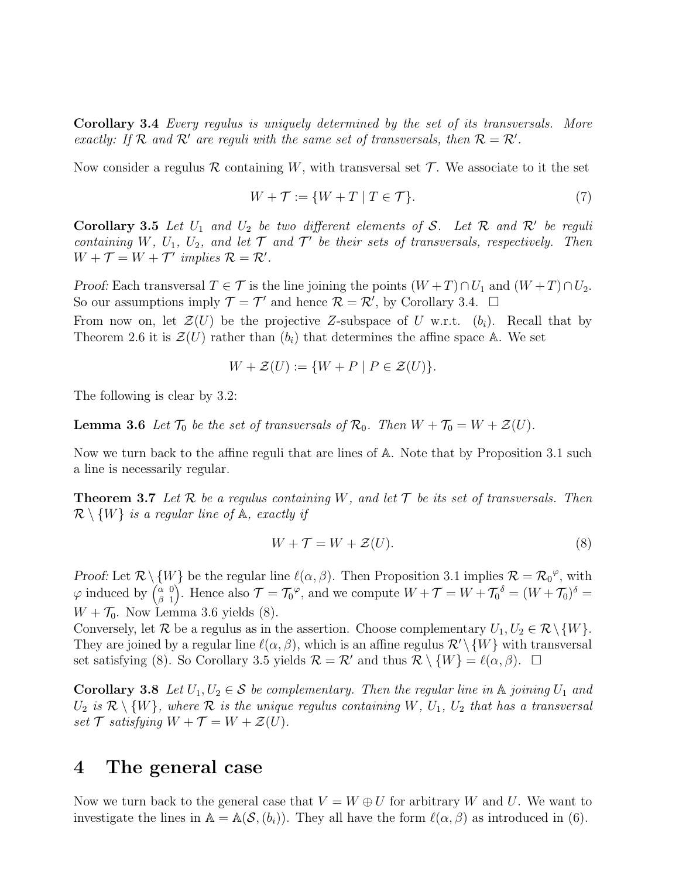**Corollary 3.4** *Every regulus is uniquely determined by the set of its transversals. More exactly: If $\mathcal{R}$ and $\mathcal{R}'$ are reguli with the same set of transversals, then $\mathcal{R} = \mathcal{R}'$.*

Now consider a regulus $\mathcal{R}$ containing $W$, with transversal set $\mathcal{T}$. We associate to it the set

$$W + \mathcal{T} := \{W + T \mid T \in \mathcal{T}\}. \tag{7}$$

**Corollary 3.5** *Let $U_1$ and $U_2$ be two different elements of $\mathcal{S}$. Let $\mathcal{R}$ and $\mathcal{R}'$ be reguli containing $W$, $U_1$, $U_2$, and let $\mathcal{T}$ and $\mathcal{T}'$ be their sets of transversals, respectively. Then $W + \mathcal{T} = W + \mathcal{T}'$ implies $\mathcal{R} = \mathcal{R}'$.*

*Proof:* Each transversal $T \in \mathcal{T}$ is the line joining the points $(W+T) \cap U_1$ and $(W+T) \cap U_2$. So our assumptions imply $\mathcal{T} = \mathcal{T}'$ and hence $\mathcal{R} = \mathcal{R}'$, by Corollary 3.4. $\square$

From now on, let $\mathcal{Z}(U)$ be the projective $Z$-subspace of $U$ w.r.t. $(b_i)$. Recall that by Theorem 2.6 it is $\mathcal{Z}(U)$ rather than $(b_i)$ that determines the affine space $\mathbb{A}$. We set

$$W + \mathcal{Z}(U) := \{W + P \mid P \in \mathcal{Z}(U)\}.$$

The following is clear by 3.2:

**Lemma 3.6** *Let $\mathcal{T}_0$ be the set of transversals of $\mathcal{R}_0$. Then $W + \mathcal{T}_0 = W + \mathcal{Z}(U)$.*

Now we turn back to the affine reguli that are lines of $\mathbb{A}$. Note that by Proposition 3.1 such a line is necessarily regular.

**Theorem 3.7** *Let $\mathcal{R}$ be a regulus containing $W$, and let $\mathcal{T}$ be its set of transversals. Then $\mathcal{R} \setminus \{W\}$ is a regular line of $\mathbb{A}$, exactly if*

$$W + \mathcal{T} = W + \mathcal{Z}(U). \tag{8}$$

*Proof:* Let $\mathcal{R} \setminus \{W\}$ be the regular line $\ell(\alpha, \beta)$. Then Proposition 3.1 implies $\mathcal{R} = \mathcal{R}_0{}^{\varphi}$, with $\varphi$ induced by $\begin{pmatrix} \alpha & 0 \\ \beta & 1 \end{pmatrix}$. Hence also $\mathcal{T} = \mathcal{T}_0{}^{\varphi}$, and we compute $W + \mathcal{T} = W + \mathcal{T}_0{}^{\delta} = (W + \mathcal{T}_0)^{\delta} = W + \mathcal{T}_0$. Now Lemma 3.6 yields (8).

Conversely, let $\mathcal{R}$ be a regulus as in the assertion. Choose complementary $U_1, U_2 \in \mathcal{R} \setminus \{W\}$. They are joined by a regular line $\ell(\alpha, \beta)$, which is an affine regulus $\mathcal{R}' \setminus \{W\}$ with transversal set satisfying (8). So Corollary 3.5 yields $\mathcal{R} = \mathcal{R}'$ and thus $\mathcal{R} \setminus \{W\} = \ell(\alpha, \beta)$. $\square$

**Corollary 3.8** *Let $U_1, U_2 \in \mathcal{S}$ be complementary. Then the regular line in $\mathbb{A}$ joining $U_1$ and $U_2$ is $\mathcal{R} \setminus \{W\}$, where $\mathcal{R}$ is the unique regulus containing $W$, $U_1$, $U_2$ that has a transversal set $\mathcal{T}$ satisfying $W + \mathcal{T} = W + \mathcal{Z}(U)$.*

# 4 The general case

Now we turn back to the general case that $V = W \oplus U$ for arbitrary $W$ and $U$. We want to investigate the lines in $\mathbb{A} = \mathbb{A}(\mathcal{S}, (b_i))$. They all have the form $\ell(\alpha, \beta)$ as introduced in (6).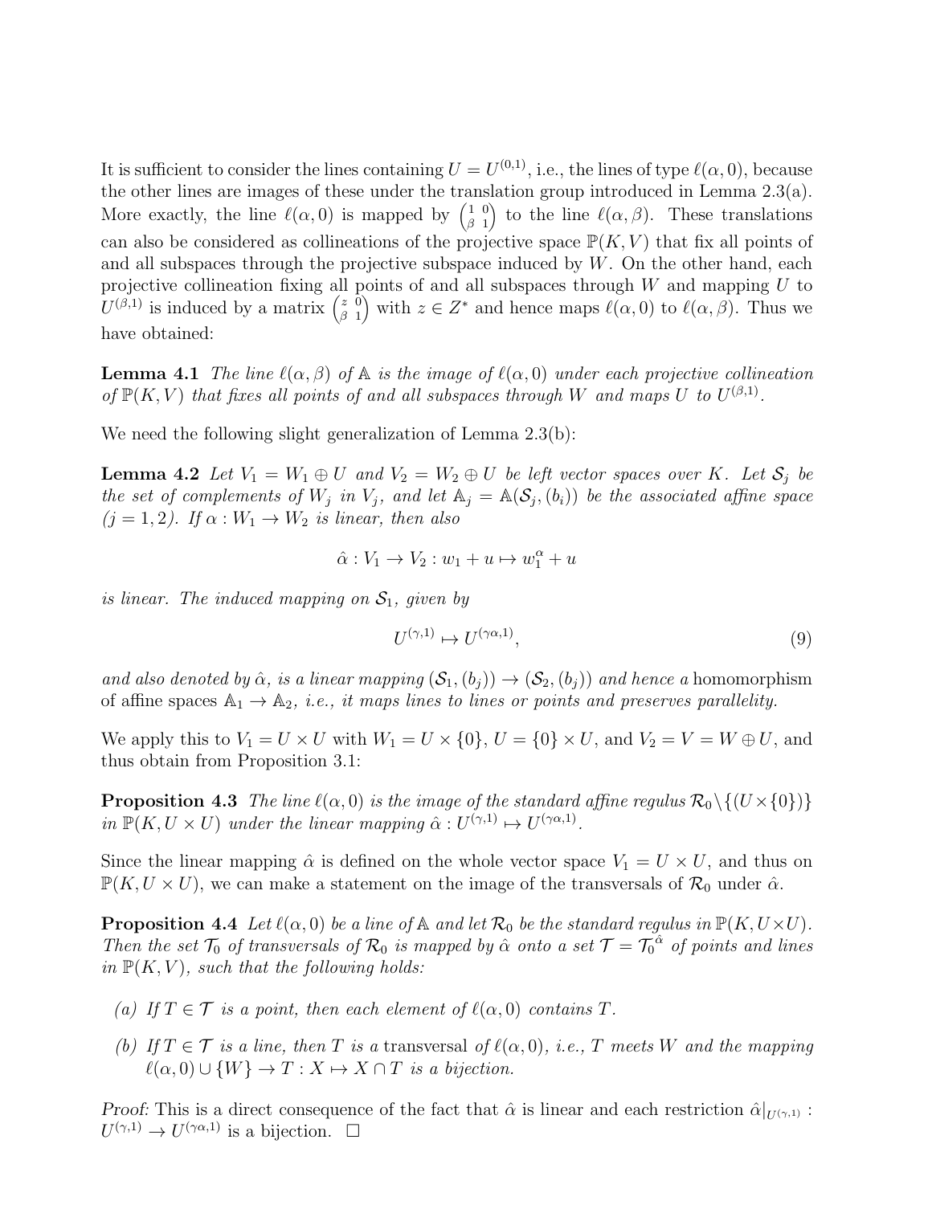It is sufficient to consider the lines containing $U = U^{(0,1)}$, i.e., the lines of type $\ell(\alpha, 0)$, because the other lines are images of these under the translation group introduced in Lemma 2.3(a). More exactly, the line $\ell(\alpha, 0)$ is mapped by $\begin{pmatrix} 1 & 0 \\ \beta & 1 \end{pmatrix}$ to the line $\ell(\alpha, \beta)$. These translations can also be considered as collineations of the projective space $\mathbb{P}(K, V)$ that fix all points of and all subspaces through the projective subspace induced by $W$. On the other hand, each projective collineation fixing all points of and all subspaces through $W$ and mapping $U$ to $U^{(\beta,1)}$ is induced by a matrix $\begin{pmatrix} z & 0 \\ \beta & 1 \end{pmatrix}$ with $z \in Z^*$ and hence maps $\ell(\alpha, 0)$ to $\ell(\alpha, \beta)$. Thus we have obtained:

**Lemma 4.1** *The line $\ell(\alpha, \beta)$ of $\mathbb{A}$ is the image of $\ell(\alpha, 0)$ under each projective collineation of $\mathbb{P}(K, V)$ that fixes all points of and all subspaces through $W$ and maps $U$ to $U^{(\beta,1)}$.*

We need the following slight generalization of Lemma 2.3(b):

**Lemma 4.2** *Let $V_1 = W_1 \oplus U$ and $V_2 = W_2 \oplus U$ be left vector spaces over $K$. Let $\mathcal{S}_j$ be the set of complements of $W_j$ in $V_j$, and let $\mathbb{A}_j = \mathbb{A}(\mathcal{S}_j, (b_i))$ be the associated affine space ($j = 1, 2$). If $\alpha : W_1 \to W_2$ is linear, then also*

$$\hat{\alpha} : V_1 \to V_2 : w_1 + u \mapsto w_1^{\alpha} + u$$

*is linear. The induced mapping on $\mathcal{S}_1$, given by*

$$U^{(\gamma,1)} \mapsto U^{(\gamma\alpha,1)}, \tag{9}$$

*and also denoted by $\hat{\alpha}$, is a linear mapping $(\mathcal{S}_1, (b_j)) \to (\mathcal{S}_2, (b_j))$ and hence a* homomorphism of affine spaces *$\mathbb{A}_1 \to \mathbb{A}_2$, i.e., it maps lines to lines or points and preserves parallelity.*

We apply this to $V_1 = U \times U$ with $W_1 = U \times \{0\}$, $U = \{0\} \times U$, and $V_2 = V = W \oplus U$, and thus obtain from Proposition 3.1:

**Proposition 4.3** *The line $\ell(\alpha, 0)$ is the image of the standard affine regulus $\mathcal{R}_0 \setminus \{(U \times \{0\})\}$ in $\mathbb{P}(K, U \times U)$ under the linear mapping $\hat{\alpha} : U^{(\gamma,1)} \mapsto U^{(\gamma\alpha,1)}$.*

Since the linear mapping $\hat{\alpha}$ is defined on the whole vector space $V_1 = U \times U$, and thus on $\mathbb{P}(K, U \times U)$, we can make a statement on the image of the transversals of $\mathcal{R}_0$ under $\hat{\alpha}$.

**Proposition 4.4** *Let $\ell(\alpha, 0)$ be a line of $\mathbb{A}$ and let $\mathcal{R}_0$ be the standard regulus in $\mathbb{P}(K, U \times U)$. Then the set $\mathcal{T}_0$ of transversals of $\mathcal{R}_0$ is mapped by $\hat{\alpha}$ onto a set $\mathcal{T} = \mathcal{T}_0^{\hat{\alpha}}$ of points and lines in $\mathbb{P}(K, V)$, such that the following holds:*

- *(a) If $T \in \mathcal{T}$ is a point, then each element of $\ell(\alpha, 0)$ contains $T$.*
- *(b) If $T \in \mathcal{T}$ is a line, then $T$ is a* transversal *of $\ell(\alpha, 0)$, i.e., $T$ meets $W$ and the mapping $\ell(\alpha, 0) \cup \{W\} \to T : X \mapsto X \cap T$ is a bijection.*

*Proof:* This is a direct consequence of the fact that $\hat{\alpha}$ is linear and each restriction $\hat{\alpha}|_{U^{(\gamma,1)}} : U^{(\gamma,1)} \to U^{(\gamma\alpha,1)}$ is a bijection. $\square$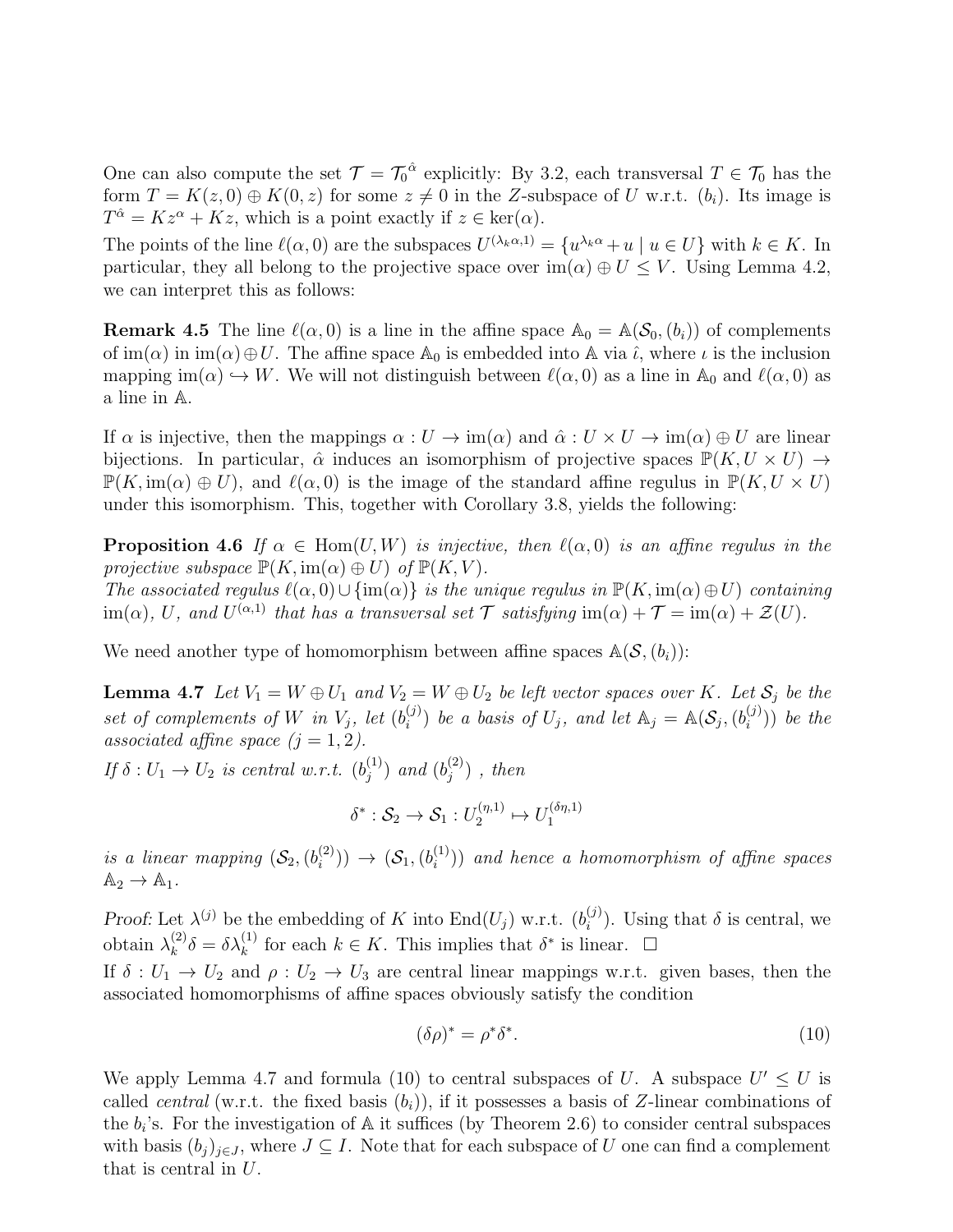One can also compute the set $\mathcal{T} = \mathcal{T}_0^{\hat{\alpha}}$ explicitly: By 3.2, each transversal $T \in \mathcal{T}_0$ has the form $T = K(z,0) \oplus K(0,z)$ for some $z \neq 0$ in the $Z$-subspace of $U$ w.r.t. $(b_i)$. Its image is $T^{\hat{\alpha}} = Kz^\alpha + Kz$, which is a point exactly if $z \in \ker(\alpha)$.

The points of the line $\ell(\alpha, 0)$ are the subspaces $U^{(\lambda_k \alpha, 1)} = \{u^{\lambda_k \alpha} + u \mid u \in U\}$ with $k \in K$. In particular, they all belong to the projective space over $\operatorname{im}(\alpha) \oplus U \leq V$. Using Lemma 4.2, we can interpret this as follows:

**Remark 4.5** The line $\ell(\alpha, 0)$ is a line in the affine space $\mathbb{A}_0 = \mathbb{A}(\mathcal{S}_0, (b_i))$ of complements of $\operatorname{im}(\alpha)$ in $\operatorname{im}(\alpha) \oplus U$. The affine space $\mathbb{A}_0$ is embedded into $\mathbb{A}$ via $\hat{\iota}$, where $\iota$ is the inclusion mapping $\operatorname{im}(\alpha) \hookrightarrow W$. We will not distinguish between $\ell(\alpha, 0)$ as a line in $\mathbb{A}_0$ and $\ell(\alpha, 0)$ as a line in $\mathbb{A}$.

If $\alpha$ is injective, then the mappings $\alpha : U \to \operatorname{im}(\alpha)$ and $\hat{\alpha} : U \times U \to \operatorname{im}(\alpha) \oplus U$ are linear bijections. In particular, $\hat{\alpha}$ induces an isomorphism of projective spaces $\mathbb{P}(K, U \times U) \to \mathbb{P}(K, \operatorname{im}(\alpha) \oplus U)$, and $\ell(\alpha, 0)$ is the image of the standard affine regulus in $\mathbb{P}(K, U \times U)$ under this isomorphism. This, together with Corollary 3.8, yields the following:

**Proposition 4.6** *If $\alpha \in \operatorname{Hom}(U, W)$ is injective, then $\ell(\alpha, 0)$ is an affine regulus in the projective subspace $\mathbb{P}(K, \operatorname{im}(\alpha) \oplus U)$ of $\mathbb{P}(K, V)$.*
*The associated regulus $\ell(\alpha, 0) \cup \{\operatorname{im}(\alpha)\}$ is the unique regulus in $\mathbb{P}(K, \operatorname{im}(\alpha) \oplus U)$ containing $\operatorname{im}(\alpha)$, $U$, and $U^{(\alpha,1)}$ that has a transversal set $\mathcal{T}$ satisfying $\operatorname{im}(\alpha) + \mathcal{T} = \operatorname{im}(\alpha) + \mathcal{Z}(U)$.*

We need another type of homomorphism between affine spaces $\mathbb{A}(\mathcal{S}, (b_i))$:

**Lemma 4.7** *Let $V_1 = W \oplus U_1$ and $V_2 = W \oplus U_2$ be left vector spaces over $K$. Let $\mathcal{S}_j$ be the set of complements of $W$ in $V_j$, let $(b_i^{(j)})$ be a basis of $U_j$, and let $\mathbb{A}_j = \mathbb{A}(\mathcal{S}_j, (b_i^{(j)}))$ be the associated affine space $(j = 1, 2)$.*
*If $\delta : U_1 \to U_2$ is central w.r.t. $(b_j^{(1)})$ and $(b_j^{(2)})$, then*

$$\delta^* : \mathcal{S}_2 \to \mathcal{S}_1 : U_2^{(\eta,1)} \mapsto U_1^{(\delta\eta,1)}$$

*is a linear mapping $(\mathcal{S}_2, (b_i^{(2)})) \to (\mathcal{S}_1, (b_i^{(1)}))$ and hence a homomorphism of affine spaces $\mathbb{A}_2 \to \mathbb{A}_1$.*

*Proof:* Let $\lambda^{(j)}$ be the embedding of $K$ into $\operatorname{End}(U_j)$ w.r.t. $(b_i^{(j)})$. Using that $\delta$ is central, we obtain $\lambda_k^{(2)} \delta = \delta \lambda_k^{(1)}$ for each $k \in K$. This implies that $\delta^*$ is linear. $\square$

If $\delta : U_1 \to U_2$ and $\rho : U_2 \to U_3$ are central linear mappings w.r.t. given bases, then the associated homomorphisms of affine spaces obviously satisfy the condition

$$(\delta\rho)^* = \rho^* \delta^*. \tag{10}$$

We apply Lemma 4.7 and formula (10) to central subspaces of $U$. A subspace $U' \leq U$ is called *central* (w.r.t. the fixed basis $(b_i)$), if it possesses a basis of $Z$-linear combinations of the $b_i$'s. For the investigation of $\mathbb{A}$ it suffices (by Theorem 2.6) to consider central subspaces with basis $(b_j)_{j \in J}$, where $J \subseteq I$. Note that for each subspace of $U$ one can find a complement that is central in $U$.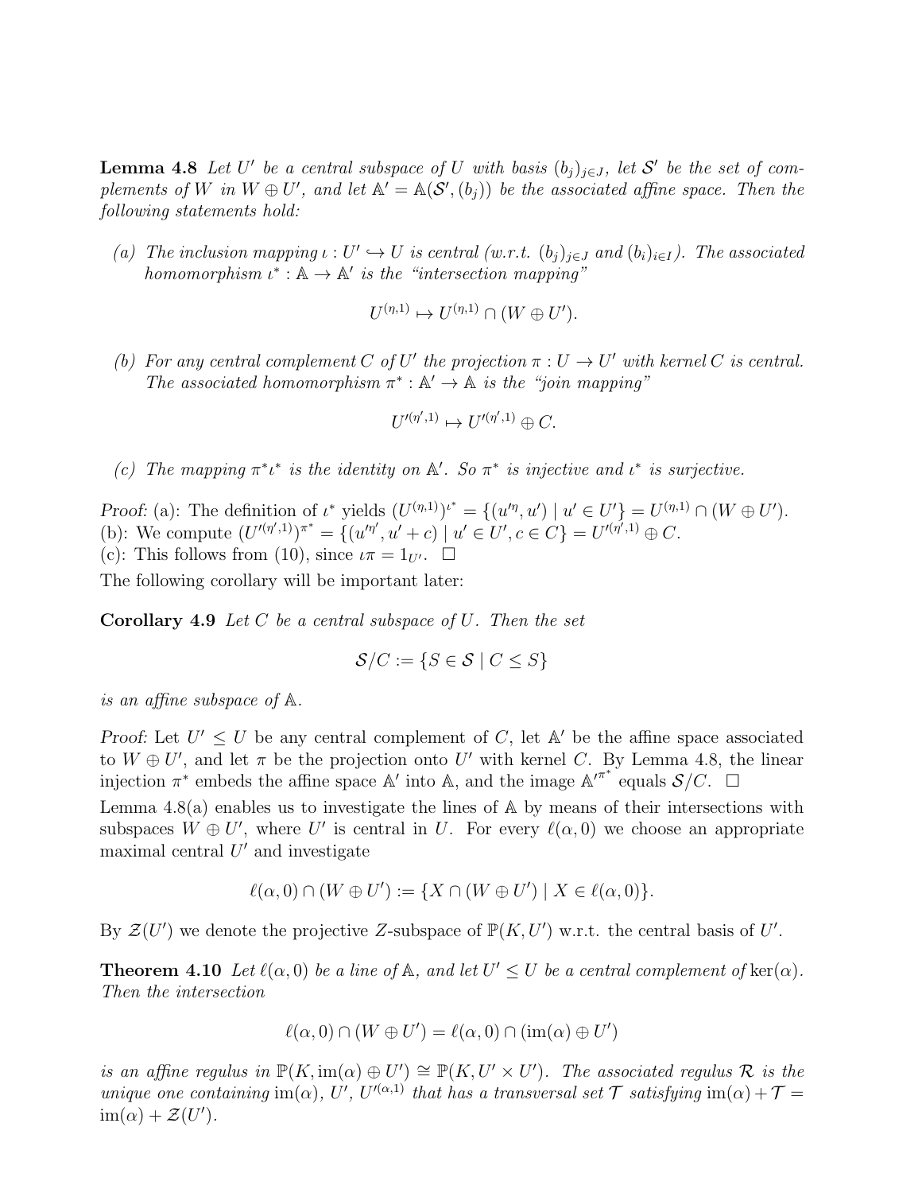**Lemma 4.8** *Let $U'$ be a central subspace of $U$ with basis $(b_j)_{j\in J}$, let $\mathcal{S}'$ be the set of complements of $W$ in $W \oplus U'$, and let $\mathbb{A}' = \mathbb{A}(\mathcal{S}', (b_j))$ be the associated affine space. Then the following statements hold:*

*(a) The inclusion mapping $\iota : U' \hookrightarrow U$ is central (w.r.t. $(b_j)_{j\in J}$ and $(b_i)_{i\in I}$). The associated homomorphism $\iota^* : \mathbb{A} \to \mathbb{A}'$ is the "intersection mapping"*

$$U^{(\eta,1)} \mapsto U^{(\eta,1)} \cap (W \oplus U').$$

*(b) For any central complement $C$ of $U'$ the projection $\pi : U \to U'$ with kernel $C$ is central. The associated homomorphism $\pi^* : \mathbb{A}' \to \mathbb{A}$ is the "join mapping"*

$$U'^{(\eta',1)} \mapsto U'^{(\eta',1)} \oplus C.$$

*(c) The mapping $\pi^*\iota^*$ is the identity on $\mathbb{A}'$. So $\pi^*$ is injective and $\iota^*$ is surjective.*

*Proof:* (a): The definition of $\iota^*$ yields $(U^{(\eta,1)})^{\iota^*} = \{(u'^{\eta}, u') \mid u' \in U'\} = U^{(\eta,1)} \cap (W \oplus U')$.
(b): We compute $(U'^{(\eta',1)})^{\pi^*} = \{(u'^{\eta'}, u' + c) \mid u' \in U', c \in C\} = U'^{(\eta',1)} \oplus C$.
(c): This follows from (10), since $\iota\pi = 1_{U'}$. $\square$

The following corollary will be important later:

**Corollary 4.9** *Let $C$ be a central subspace of $U$. Then the set*

$$\mathcal{S}/C := \{S \in \mathcal{S} \mid C \leq S\}$$

*is an affine subspace of $\mathbb{A}$.*

*Proof:* Let $U' \leq U$ be any central complement of $C$, let $\mathbb{A}'$ be the affine space associated to $W \oplus U'$, and let $\pi$ be the projection onto $U'$ with kernel $C$. By Lemma 4.8, the linear injection $\pi^*$ embeds the affine space $\mathbb{A}'$ into $\mathbb{A}$, and the image $\mathbb{A}'^{\pi^*}$ equals $\mathcal{S}/C$. $\square$

Lemma 4.8(a) enables us to investigate the lines of $\mathbb{A}$ by means of their intersections with subspaces $W \oplus U'$, where $U'$ is central in $U$. For every $\ell(\alpha, 0)$ we choose an appropriate maximal central $U'$ and investigate

$$\ell(\alpha, 0) \cap (W \oplus U') := \{X \cap (W \oplus U') \mid X \in \ell(\alpha, 0)\}.$$

By $\mathcal{Z}(U')$ we denote the projective $Z$-subspace of $\mathbb{P}(K, U')$ w.r.t. the central basis of $U'$.

**Theorem 4.10** *Let $\ell(\alpha, 0)$ be a line of $\mathbb{A}$, and let $U' \leq U$ be a central complement of $\ker(\alpha)$. Then the intersection*

$$\ell(\alpha, 0) \cap (W \oplus U') = \ell(\alpha, 0) \cap (\operatorname{im}(\alpha) \oplus U')$$

*is an affine regulus in $\mathbb{P}(K, \operatorname{im}(\alpha) \oplus U') \cong \mathbb{P}(K, U' \times U')$. The associated regulus $\mathcal{R}$ is the unique one containing $\operatorname{im}(\alpha)$, $U'$, $U'^{(\alpha,1)}$ that has a transversal set $\mathcal{T}$ satisfying $\operatorname{im}(\alpha) + \mathcal{T} = \operatorname{im}(\alpha) + \mathcal{Z}(U')$.*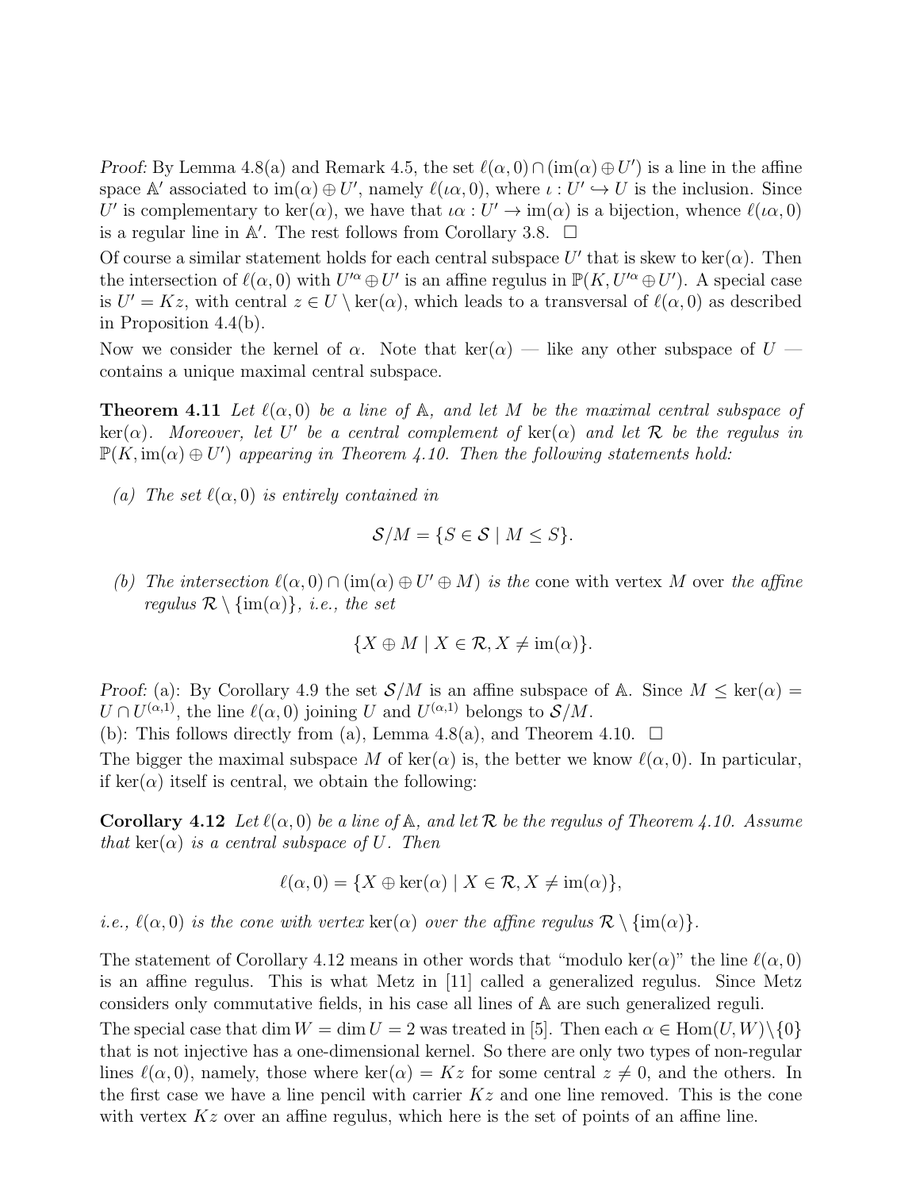*Proof:* By Lemma 4.8(a) and Remark 4.5, the set $\ell(\alpha,0)\cap(\operatorname{im}(\alpha)\oplus U')$ is a line in the affine space $\mathbb{A}'$ associated to $\operatorname{im}(\alpha)\oplus U'$, namely $\ell(\iota\alpha,0)$, where $\iota: U'\hookrightarrow U$ is the inclusion. Since $U'$ is complementary to $\ker(\alpha)$, we have that $\iota\alpha: U'\to\operatorname{im}(\alpha)$ is a bijection, whence $\ell(\iota\alpha,0)$ is a regular line in $\mathbb{A}'$. The rest follows from Corollary 3.8. □

Of course a similar statement holds for each central subspace $U'$ that is skew to $\ker(\alpha)$. Then the intersection of $\ell(\alpha,0)$ with $U'^{\alpha}\oplus U'$ is an affine regulus in $\mathbb{P}(K,U'^{\alpha}\oplus U')$. A special case is $U'=Kz$, with central $z\in U\setminus\ker(\alpha)$, which leads to a transversal of $\ell(\alpha,0)$ as described in Proposition 4.4(b).

Now we consider the kernel of $\alpha$. Note that $\ker(\alpha)$ — like any other subspace of $U$ — contains a unique maximal central subspace.

**Theorem 4.11** *Let $\ell(\alpha,0)$ be a line of $\mathbb{A}$, and let $M$ be the maximal central subspace of $\ker(\alpha)$. Moreover, let $U'$ be a central complement of $\ker(\alpha)$ and let $\mathcal{R}$ be the regulus in $\mathbb{P}(K,\operatorname{im}(\alpha)\oplus U')$ appearing in Theorem 4.10. Then the following statements hold:*

*(a) The set $\ell(\alpha,0)$ is entirely contained in*

$$\mathcal{S}/M=\{S\in\mathcal{S}\mid M\le S\}.$$

*(b) The intersection $\ell(\alpha,0)\cap(\operatorname{im}(\alpha)\oplus U'\oplus M)$ is the* cone with vertex $M$ over *the affine regulus $\mathcal{R}\setminus\{\operatorname{im}(\alpha)\}$, i.e., the set*

$$\{X\oplus M\mid X\in\mathcal{R}, X\ne\operatorname{im}(\alpha)\}.$$

*Proof:* (a): By Corollary 4.9 the set $\mathcal{S}/M$ is an affine subspace of $\mathbb{A}$. Since $M\le\ker(\alpha)=U\cap U^{(\alpha,1)}$, the line $\ell(\alpha,0)$ joining $U$ and $U^{(\alpha,1)}$ belongs to $\mathcal{S}/M$.

(b): This follows directly from (a), Lemma 4.8(a), and Theorem 4.10. □

The bigger the maximal subspace $M$ of $\ker(\alpha)$ is, the better we know $\ell(\alpha,0)$. In particular, if $\ker(\alpha)$ itself is central, we obtain the following:

**Corollary 4.12** *Let $\ell(\alpha,0)$ be a line of $\mathbb{A}$, and let $\mathcal{R}$ be the regulus of Theorem 4.10. Assume that $\ker(\alpha)$ is a central subspace of $U$. Then*

$$\ell(\alpha,0)=\{X\oplus\ker(\alpha)\mid X\in\mathcal{R}, X\ne\operatorname{im}(\alpha)\},$$

*i.e., $\ell(\alpha,0)$ is the cone with vertex* $\ker(\alpha)$ *over the affine regulus $\mathcal{R}\setminus\{\operatorname{im}(\alpha)\}$.*

The statement of Corollary 4.12 means in other words that "modulo $\ker(\alpha)$" the line $\ell(\alpha,0)$ is an affine regulus. This is what Metz in [11] called a generalized regulus. Since Metz considers only commutative fields, in his case all lines of $\mathbb{A}$ are such generalized reguli.

The special case that $\dim W=\dim U=2$ was treated in [5]. Then each $\alpha\in\operatorname{Hom}(U,W)\setminus\{0\}$ that is not injective has a one-dimensional kernel. So there are only two types of non-regular lines $\ell(\alpha,0)$, namely, those where $\ker(\alpha)=Kz$ for some central $z\ne0$, and the others. In the first case we have a line pencil with carrier $Kz$ and one line removed. This is the cone with vertex $Kz$ over an affine regulus, which here is the set of points of an affine line.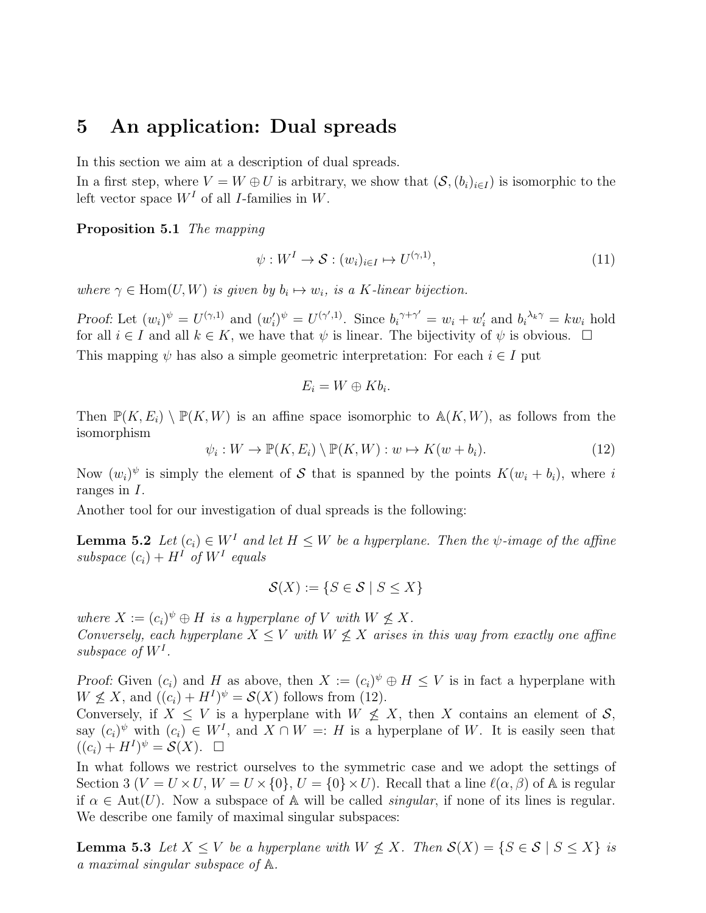# 5 An application: Dual spreads

In this section we aim at a description of dual spreads.

In a first step, where $V = W \oplus U$ is arbitrary, we show that $(\mathcal{S}, (b_i)_{i \in I})$ is isomorphic to the left vector space $W^I$ of all $I$-families in $W$.

**Proposition 5.1** *The mapping*

$$\psi : W^I \to \mathcal{S} : (w_i)_{i \in I} \mapsto U^{(\gamma,1)}, \tag{11}$$

*where $\gamma \in \operatorname{Hom}(U, W)$ is given by $b_i \mapsto w_i$, is a $K$-linear bijection.*

*Proof:* Let $(w_i)^\psi = U^{(\gamma,1)}$ and $(w_i')^\psi = U^{(\gamma',1)}$. Since $b_i{}^{\gamma+\gamma'} = w_i + w_i'$ and $b_i{}^{\lambda_k \gamma} = kw_i$ hold for all $i \in I$ and all $k \in K$, we have that $\psi$ is linear. The bijectivity of $\psi$ is obvious. $\square$

This mapping $\psi$ has also a simple geometric interpretation: For each $i \in I$ put

$$E_i = W \oplus Kb_i.$$

Then $\mathbb{P}(K, E_i) \setminus \mathbb{P}(K, W)$ is an affine space isomorphic to $\mathbb{A}(K, W)$, as follows from the isomorphism

$$\psi_i : W \to \mathbb{P}(K, E_i) \setminus \mathbb{P}(K, W) : w \mapsto K(w + b_i). \tag{12}$$

Now $(w_i)^\psi$ is simply the element of $\mathcal{S}$ that is spanned by the points $K(w_i + b_i)$, where $i$ ranges in $I$.

Another tool for our investigation of dual spreads is the following:

**Lemma 5.2** *Let $(c_i) \in W^I$ and let $H \leq W$ be a hyperplane. Then the $\psi$-image of the affine subspace $(c_i) + H^I$ of $W^I$ equals*

$$\mathcal{S}(X) := \{S \in \mathcal{S} \mid S \leq X\}$$

*where $X := (c_i)^\psi \oplus H$ is a hyperplane of $V$ with $W \not\leq X$.*

*Conversely, each hyperplane $X \leq V$ with $W \not\leq X$ arises in this way from exactly one affine subspace of $W^I$.*

*Proof:* Given $(c_i)$ and $H$ as above, then $X := (c_i)^\psi \oplus H \leq V$ is in fact a hyperplane with $W \not\leq X$, and $((c_i) + H^I)^\psi = \mathcal{S}(X)$ follows from (12).

Conversely, if $X \leq V$ is a hyperplane with $W \not\leq X$, then $X$ contains an element of $\mathcal{S}$, say $(c_i)^\psi$ with $(c_i) \in W^I$, and $X \cap W =: H$ is a hyperplane of $W$. It is easily seen that $((c_i) + H^I)^\psi = \mathcal{S}(X)$. $\square$

In what follows we restrict ourselves to the symmetric case and we adopt the settings of Section 3 ($V = U \times U$, $W = U \times \{0\}$, $U = \{0\} \times U$). Recall that a line $\ell(\alpha, \beta)$ of $\mathbb{A}$ is regular if $\alpha \in \operatorname{Aut}(U)$. Now a subspace of $\mathbb{A}$ will be called *singular*, if none of its lines is regular. We describe one family of maximal singular subspaces:

**Lemma 5.3** *Let $X \leq V$ be a hyperplane with $W \not\leq X$. Then $\mathcal{S}(X) = \{S \in \mathcal{S} \mid S \leq X\}$ is a maximal singular subspace of $\mathbb{A}$.*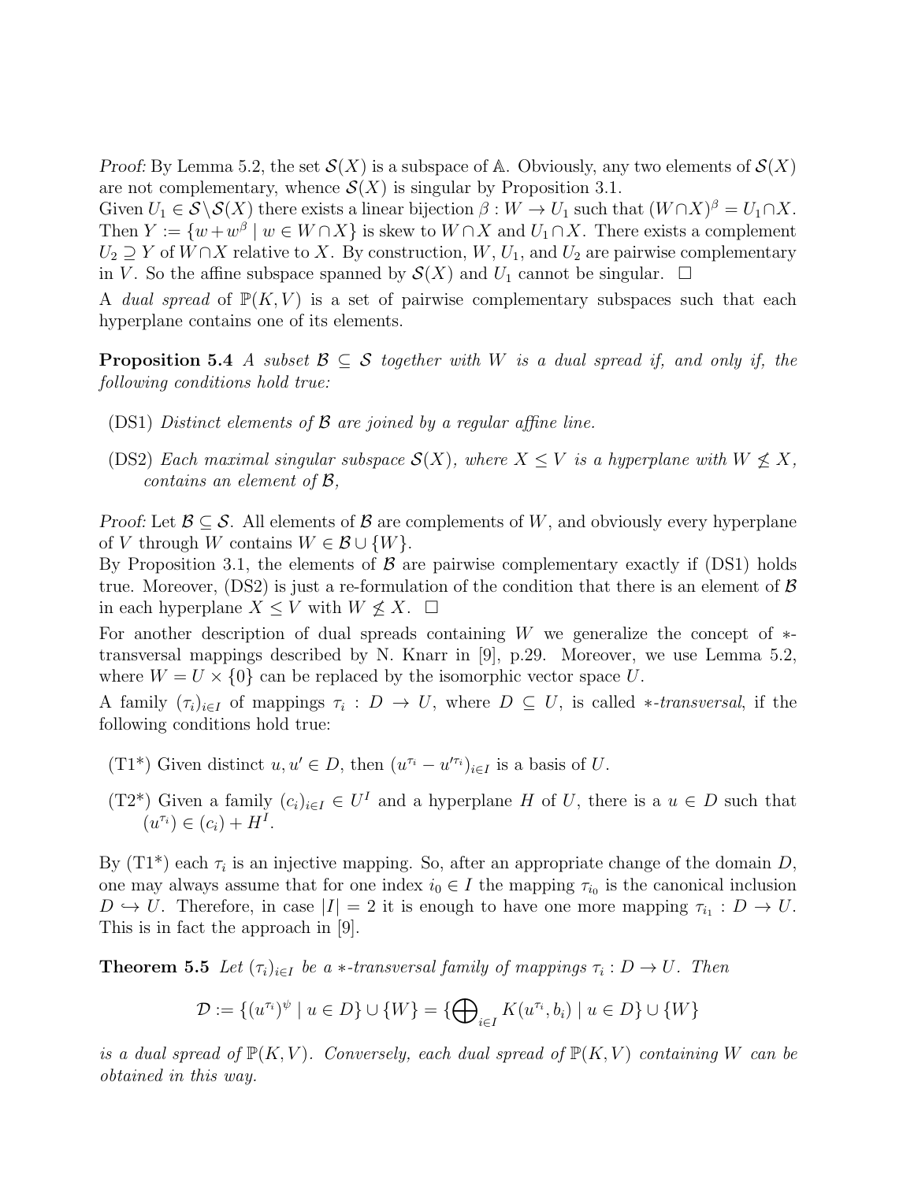*Proof:* By Lemma 5.2, the set $\mathcal{S}(X)$ is a subspace of $\mathbb{A}$. Obviously, any two elements of $\mathcal{S}(X)$ are not complementary, whence $\mathcal{S}(X)$ is singular by Proposition 3.1.

Given $U_1 \in \mathcal{S}\setminus\mathcal{S}(X)$ there exists a linear bijection $\beta : W \to U_1$ such that $(W\cap X)^\beta = U_1\cap X$. Then $Y := \{w + w^\beta \mid w \in W \cap X\}$ is skew to $W\cap X$ and $U_1 \cap X$. There exists a complement $U_2 \supseteq Y$ of $W\cap X$ relative to $X$. By construction, $W$, $U_1$, and $U_2$ are pairwise complementary in $V$. So the affine subspace spanned by $\mathcal{S}(X)$ and $U_1$ cannot be singular. $\square$

A *dual spread* of $\mathbb{P}(K, V)$ is a set of pairwise complementary subspaces such that each hyperplane contains one of its elements.

**Proposition 5.4** *A subset $\mathcal{B} \subseteq \mathcal{S}$ together with $W$ is a dual spread if, and only if, the following conditions hold true:*

- (DS1) *Distinct elements of $\mathcal{B}$ are joined by a regular affine line.*
- (DS2) *Each maximal singular subspace $\mathcal{S}(X)$, where $X \leq V$ is a hyperplane with $W \not\leq X$, contains an element of $\mathcal{B}$,*

*Proof:* Let $\mathcal{B} \subseteq \mathcal{S}$. All elements of $\mathcal{B}$ are complements of $W$, and obviously every hyperplane of $V$ through $W$ contains $W \in \mathcal{B}\cup\{W\}$.

By Proposition 3.1, the elements of $\mathcal{B}$ are pairwise complementary exactly if (DS1) holds true. Moreover, (DS2) is just a re-formulation of the condition that there is an element of $\mathcal{B}$ in each hyperplane $X \leq V$ with $W \not\leq X$. $\square$

For another description of dual spreads containing $W$ we generalize the concept of $*$-transversal mappings described by N. Knarr in [9], p.29. Moreover, we use Lemma 5.2, where $W = U \times \{0\}$ can be replaced by the isomorphic vector space $U$.

A family $(\tau_i)_{i\in I}$ of mappings $\tau_i : D \to U$, where $D \subseteq U$, is called *$*$-transversal*, if the following conditions hold true:

- (T1*) Given distinct $u, u' \in D$, then $(u^{\tau_i} - u'^{\tau_i})_{i\in I}$ is a basis of $U$.
- (T2*) Given a family $(c_i)_{i\in I} \in U^I$ and a hyperplane $H$ of $U$, there is a $u \in D$ such that $(u^{\tau_i}) \in (c_i) + H^I$.

By (T1*) each $\tau_i$ is an injective mapping. So, after an appropriate change of the domain $D$, one may always assume that for one index $i_0 \in I$ the mapping $\tau_{i_0}$ is the canonical inclusion $D \hookrightarrow U$. Therefore, in case $|I| = 2$ it is enough to have one more mapping $\tau_{i_1} : D \to U$. This is in fact the approach in [9].

**Theorem 5.5** *Let $(\tau_i)_{i\in I}$ be a $*$-transversal family of mappings $\tau_i : D \to U$. Then*

$$\mathcal{D} := \{(u^{\tau_i})^\psi \mid u \in D\} \cup \{W\} = \{\bigoplus\nolimits_{i\in I} K(u^{\tau_i}, b_i) \mid u \in D\} \cup \{W\}$$

*is a dual spread of $\mathbb{P}(K, V)$. Conversely, each dual spread of $\mathbb{P}(K, V)$ containing $W$ can be obtained in this way.*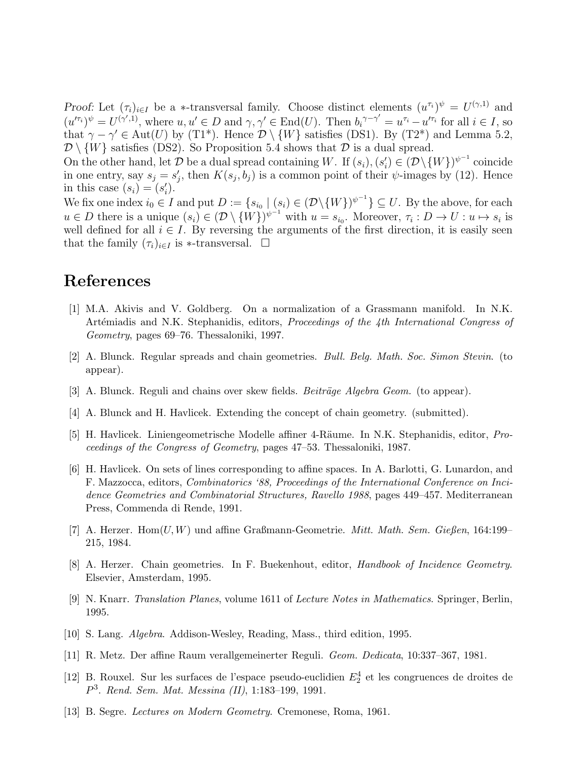*Proof:* Let $(\tau_i)_{i\in I}$ be a $*$-transversal family. Choose distinct elements $(u^{\tau_i})^\psi = U^{(\gamma,1)}$ and $(u'^{\tau_i})^\psi = U^{(\gamma',1)}$, where $u, u' \in D$ and $\gamma, \gamma' \in \mathrm{End}(U)$. Then $b_i{}^{\gamma-\gamma'} = u^{\tau_i} - u'^{\tau_i}$ for all $i \in I$, so that $\gamma - \gamma' \in \mathrm{Aut}(U)$ by (T1\*). Hence $\mathcal{D} \setminus \{W\}$ satisfies (DS1). By (T2\*) and Lemma 5.2, $\mathcal{D} \setminus \{W\}$ satisfies (DS2). So Proposition 5.4 shows that $\mathcal{D}$ is a dual spread.

On the other hand, let $\mathcal{D}$ be a dual spread containing $W$. If $(s_i), (s'_i) \in (\mathcal{D}\setminus\{W\})^{\psi^{-1}}$ coincide in one entry, say $s_j = s'_j$, then $K(s_j, b_j)$ is a common point of their $\psi$-images by (12). Hence in this case $(s_i) = (s'_i)$.

We fix one index $i_0 \in I$ and put $D := \{s_{i_0} \mid (s_i) \in (\mathcal{D}\setminus\{W\})^{\psi^{-1}}\} \subseteq U$. By the above, for each $u \in D$ there is a unique $(s_i) \in (\mathcal{D} \setminus \{W\})^{\psi^{-1}}$ with $u = s_{i_0}$. Moreover, $\tau_i : D \to U : u \mapsto s_i$ is well defined for all $i \in I$. By reversing the arguments of the first direction, it is easily seen that the family $(\tau_i)_{i\in I}$ is $*$-transversal. $\square$

# References

[1] M.A. Akivis and V. Goldberg. On a normalization of a Grassmann manifold. In N.K. Artémiadis and N.K. Stephanidis, editors, *Proceedings of the 4th International Congress of Geometry*, pages 69–76. Thessaloniki, 1997.

[2] A. Blunck. Regular spreads and chain geometries. *Bull. Belg. Math. Soc. Simon Stevin*. (to appear).

[3] A. Blunck. Reguli and chains over skew fields. *Beiträge Algebra Geom.* (to appear).

[4] A. Blunck and H. Havlicek. Extending the concept of chain geometry. (submitted).

[5] H. Havlicek. Liniengeometrische Modelle affiner 4-Räume. In N.K. Stephanidis, editor, *Proceedings of the Congress of Geometry*, pages 47–53. Thessaloniki, 1987.

[6] H. Havlicek. On sets of lines corresponding to affine spaces. In A. Barlotti, G. Lunardon, and F. Mazzocca, editors, *Combinatorics '88, Proceedings of the International Conference on Incidence Geometries and Combinatorial Structures, Ravello 1988*, pages 449–457. Mediterranean Press, Commenda di Rende, 1991.

[7] A. Herzer. Hom$(U, W)$ und affine Graßmann-Geometrie. *Mitt. Math. Sem. Gießen*, 164:199–215, 1984.

[8] A. Herzer. Chain geometries. In F. Buekenhout, editor, *Handbook of Incidence Geometry*. Elsevier, Amsterdam, 1995.

[9] N. Knarr. *Translation Planes*, volume 1611 of *Lecture Notes in Mathematics*. Springer, Berlin, 1995.

[10] S. Lang. *Algebra*. Addison-Wesley, Reading, Mass., third edition, 1995.

[11] R. Metz. Der affine Raum verallgemeinerter Reguli. *Geom. Dedicata*, 10:337–367, 1981.

[12] B. Rouxel. Sur les surfaces de l'espace pseudo-euclidien $E_2^4$ et les congruences de droites de $P^3$. *Rend. Sem. Mat. Messina (II)*, 1:183–199, 1991.

[13] B. Segre. *Lectures on Modern Geometry*. Cremonese, Roma, 1961.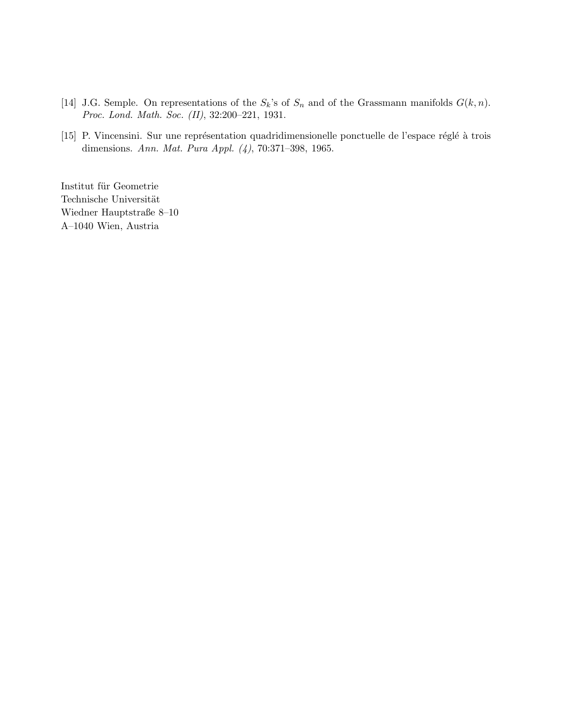[14] J.G. Semple. On representations of the $S_k$'s of $S_n$ and of the Grassmann manifolds $G(k, n)$. *Proc. Lond. Math. Soc. (II)*, 32:200–221, 1931.

[15] P. Vincensini. Sur une représentation quadridimensionelle ponctuelle de l'espace réglé à trois dimensions. *Ann. Mat. Pura Appl. (4)*, 70:371–398, 1965.

Institut für Geometrie
Technische Universität
Wiedner Hauptstraße 8–10
A–1040 Wien, Austria